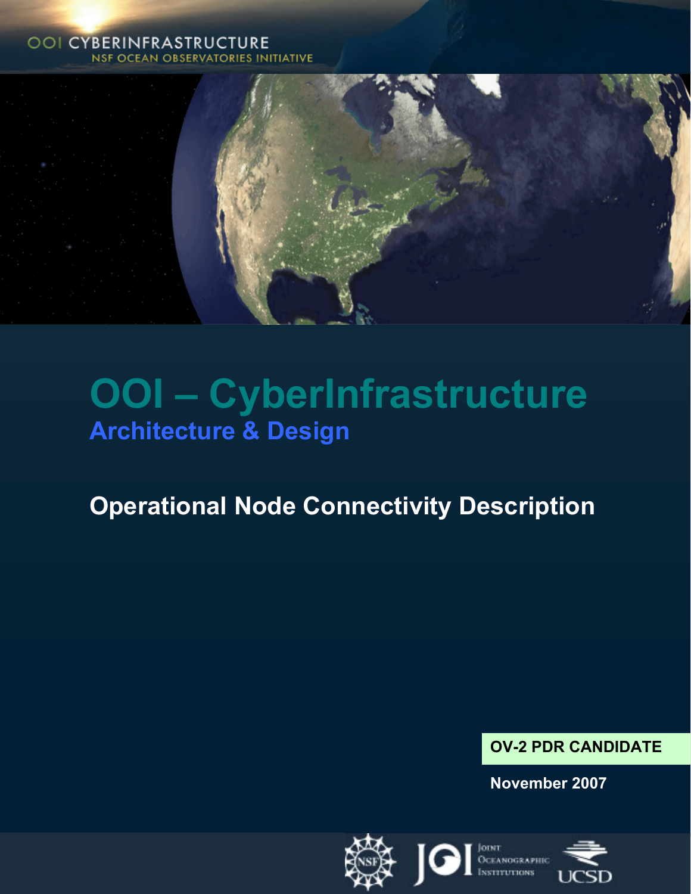OOI CYBERINFRASTRUCTURE
NSF OCEAN OBSERVATORIES INITIATIVE

# OOI – CyberInfrastructure

## Architecture & Design

## Operational Node Connectivity Description

**OV-2 PDR CANDIDATE**

**November 2007**

Joint Oceanographic Institutions

UCSD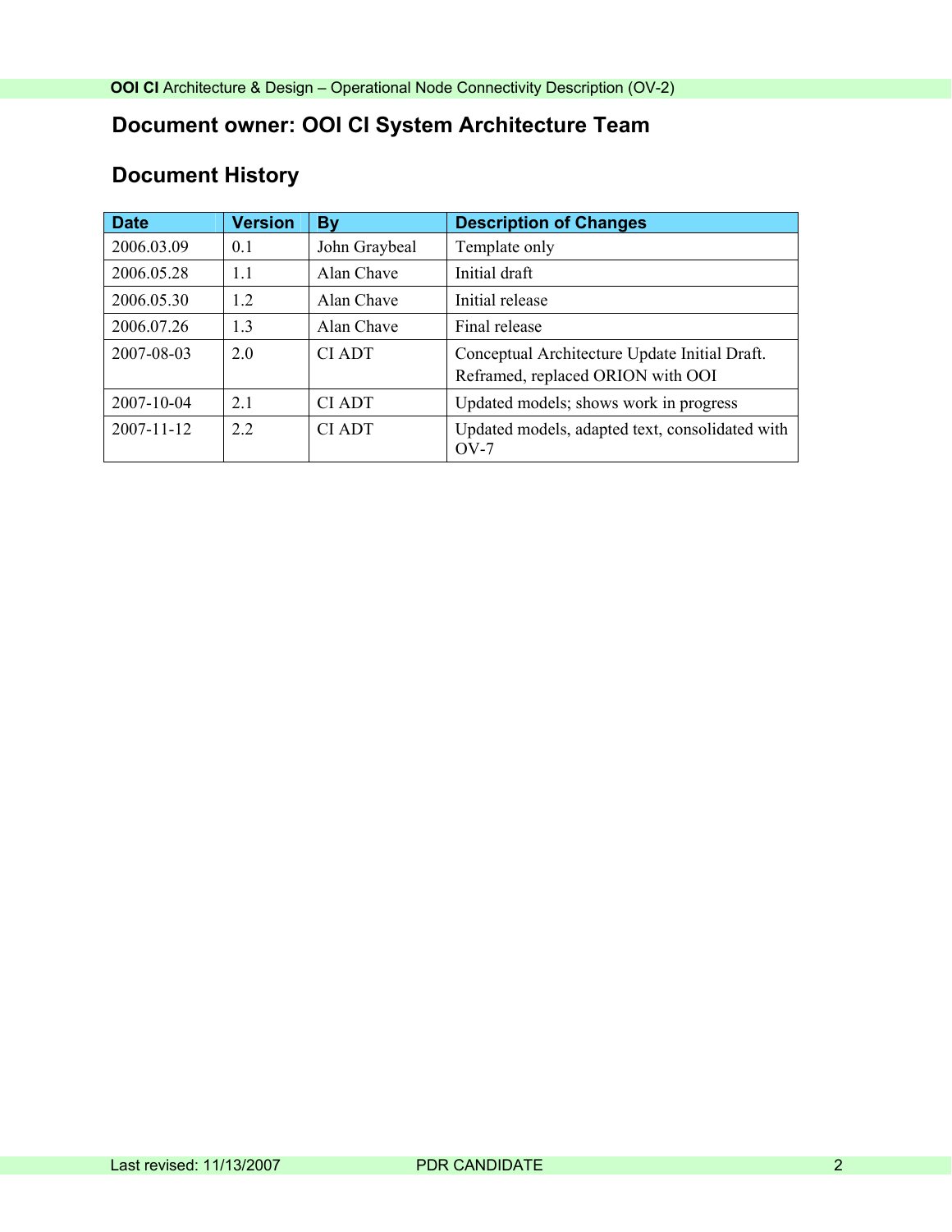## Document owner: OOI CI System Architecture Team

## Document History

| Date | Version | By | Description of Changes |
|---|---|---|---|
| 2006.03.09 | 0.1 | John Graybeal | Template only |
| 2006.05.28 | 1.1 | Alan Chave | Initial draft |
| 2006.05.30 | 1.2 | Alan Chave | Initial release |
| 2006.07.26 | 1.3 | Alan Chave | Final release |
| 2007-08-03 | 2.0 | CI ADT | Conceptual Architecture Update Initial Draft. Reframed, replaced ORION with OOI |
| 2007-10-04 | 2.1 | CI ADT | Updated models; shows work in progress |
| 2007-11-12 | 2.2 | CI ADT | Updated models, adapted text, consolidated with OV-7 |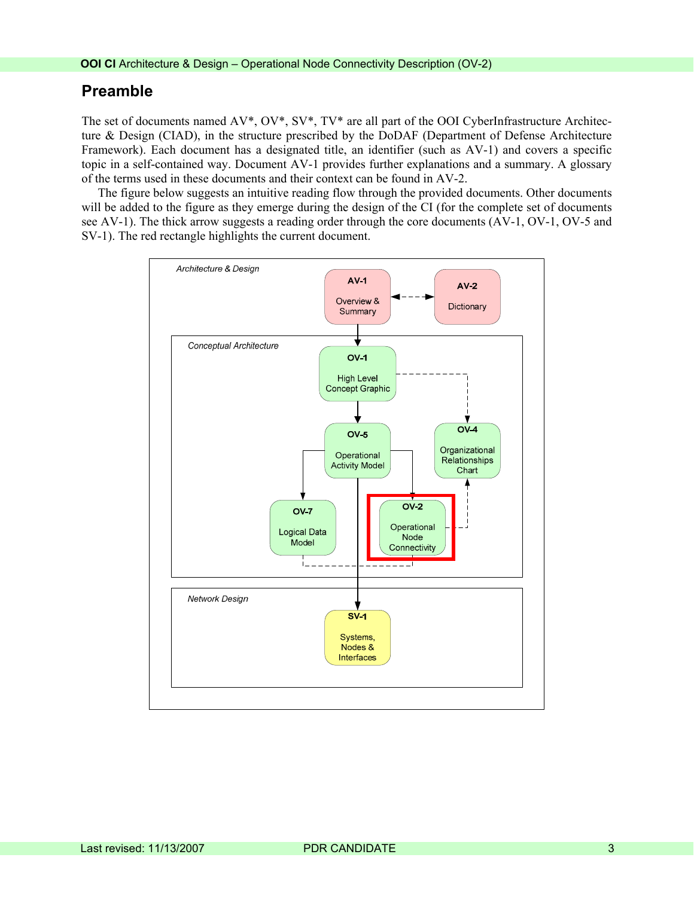## Preamble

The set of documents named AV*, OV*, SV*, TV* are all part of the OOI CyberInfrastructure Architecture & Design (CIAD), in the structure prescribed by the DoDAF (Department of Defense Architecture Framework). Each document has a designated title, an identifier (such as AV-1) and covers a specific topic in a self-contained way. Document AV-1 provides further explanations and a summary. A glossary of the terms used in these documents and their context can be found in AV-2.

The figure below suggests an intuitive reading flow through the provided documents. Other documents will be added to the figure as they emerge during the design of the CI (for the complete set of documents see AV-1). The thick arrow suggests a reading order through the core documents (AV-1, OV-1, OV-5 and SV-1). The red rectangle highlights the current document.

*Architecture & Design*

- **AV-1** Overview & Summary
- **AV-2** Dictionary

*Conceptual Architecture*

- **OV-1** High Level Concept Graphic
- **OV-5** Operational Activity Model
- **OV-4** Organizational Relationships Chart
- **OV-7** Logical Data Model
- **OV-2** Operational Node Connectivity

*Network Design*

- **SV-1** Systems, Nodes & Interfaces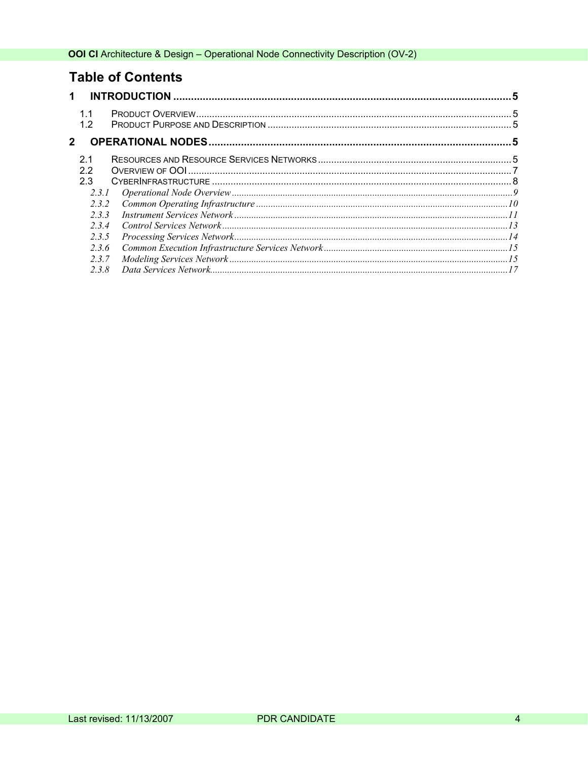# Table of Contents

1 INTRODUCTION ..... 5

- 1.1 PRODUCT OVERVIEW ..... 5
- 1.2 PRODUCT PURPOSE AND DESCRIPTION ..... 5

2 OPERATIONAL NODES ..... 5

- 2.1 RESOURCES AND RESOURCE SERVICES NETWORKS ..... 5
- 2.2 OVERVIEW OF OOI ..... 7
- 2.3 CYBERINFRASTRUCTURE ..... 8
  - *2.3.1 Operational Node Overview ..... 9*
  - *2.3.2 Common Operating Infrastructure ..... 10*
  - *2.3.3 Instrument Services Network ..... 11*
  - *2.3.4 Control Services Network ..... 13*
  - *2.3.5 Processing Services Network ..... 14*
  - *2.3.6 Common Execution Infrastructure Services Network ..... 15*
  - *2.3.7 Modeling Services Network ..... 15*
  - *2.3.8 Data Services Network ..... 17*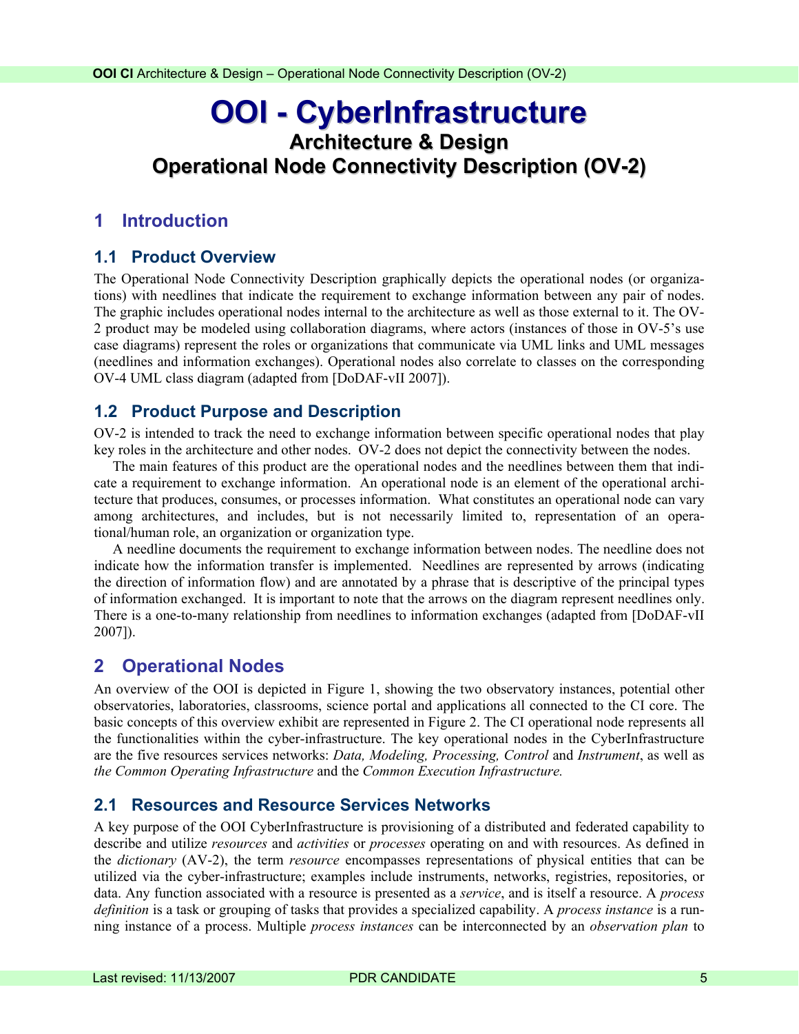# OOI - CyberInfrastructure
## Architecture & Design
## Operational Node Connectivity Description (OV-2)

## 1 Introduction

### 1.1 Product Overview

The Operational Node Connectivity Description graphically depicts the operational nodes (or organizations) with needlines that indicate the requirement to exchange information between any pair of nodes. The graphic includes operational nodes internal to the architecture as well as those external to it. The OV-2 product may be modeled using collaboration diagrams, where actors (instances of those in OV-5's use case diagrams) represent the roles or organizations that communicate via UML links and UML messages (needlines and information exchanges). Operational nodes also correlate to classes on the corresponding OV-4 UML class diagram (adapted from [DoDAF-vII 2007]).

### 1.2 Product Purpose and Description

OV-2 is intended to track the need to exchange information between specific operational nodes that play key roles in the architecture and other nodes. OV-2 does not depict the connectivity between the nodes.

The main features of this product are the operational nodes and the needlines between them that indicate a requirement to exchange information. An operational node is an element of the operational architecture that produces, consumes, or processes information. What constitutes an operational node can vary among architectures, and includes, but is not necessarily limited to, representation of an operational/human role, an organization or organization type.

A needline documents the requirement to exchange information between nodes. The needline does not indicate how the information transfer is implemented. Needlines are represented by arrows (indicating the direction of information flow) and are annotated by a phrase that is descriptive of the principal types of information exchanged. It is important to note that the arrows on the diagram represent needlines only. There is a one-to-many relationship from needlines to information exchanges (adapted from [DoDAF-vII 2007]).

## 2 Operational Nodes

An overview of the OOI is depicted in Figure 1, showing the two observatory instances, potential other observatories, laboratories, classrooms, science portal and applications all connected to the CI core. The basic concepts of this overview exhibit are represented in Figure 2. The CI operational node represents all the functionalities within the cyber-infrastructure. The key operational nodes in the CyberInfrastructure are the five resources services networks: *Data, Modeling, Processing, Control* and *Instrument*, as well as *the Common Operating Infrastructure* and the *Common Execution Infrastructure.*

### 2.1 Resources and Resource Services Networks

A key purpose of the OOI CyberInfrastructure is provisioning of a distributed and federated capability to describe and utilize *resources* and *activities* or *processes* operating on and with resources. As defined in the *dictionary* (AV-2), the term *resource* encompasses representations of physical entities that can be utilized via the cyber-infrastructure; examples include instruments, networks, registries, repositories, or data. Any function associated with a resource is presented as a *service*, and is itself a resource. A *process definition* is a task or grouping of tasks that provides a specialized capability. A *process instance* is a running instance of a process. Multiple *process instances* can be interconnected by an *observation plan* to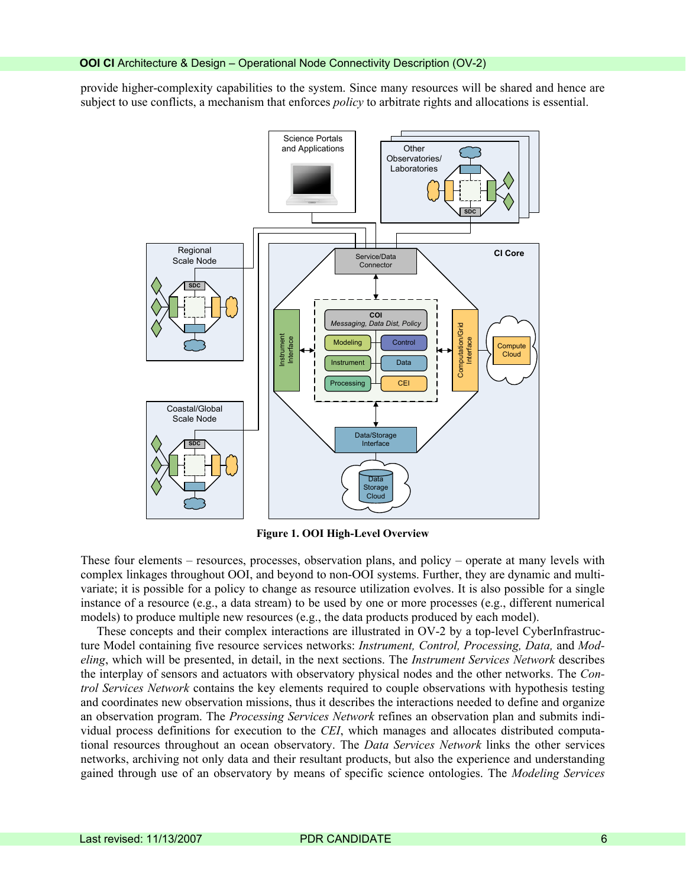provide higher-complexity capabilities to the system. Since many resources will be shared and hence are subject to use conflicts, a mechanism that enforces *policy* to arbitrate rights and allocations is essential.

**Figure 1. OOI High-Level Overview**

These four elements – resources, processes, observation plans, and policy – operate at many levels with complex linkages throughout OOI, and beyond to non-OOI systems. Further, they are dynamic and multivariate; it is possible for a policy to change as resource utilization evolves. It is also possible for a single instance of a resource (e.g., a data stream) to be used by one or more processes (e.g., different numerical models) to produce multiple new resources (e.g., the data products produced by each model).

These concepts and their complex interactions are illustrated in OV-2 by a top-level CyberInfrastructure Model containing five resource services networks: *Instrument, Control, Processing, Data,* and *Modeling*, which will be presented, in detail, in the next sections. The *Instrument Services Network* describes the interplay of sensors and actuators with observatory physical nodes and the other networks. The *Control Services Network* contains the key elements required to couple observations with hypothesis testing and coordinates new observation missions, thus it describes the interactions needed to define and organize an observation program. The *Processing Services Network* refines an observation plan and submits individual process definitions for execution to the *CEI*, which manages and allocates distributed computational resources throughout an ocean observatory. The *Data Services Network* links the other services networks, archiving not only data and their resultant products, but also the experience and understanding gained through use of an observatory by means of specific science ontologies. The *Modeling Services*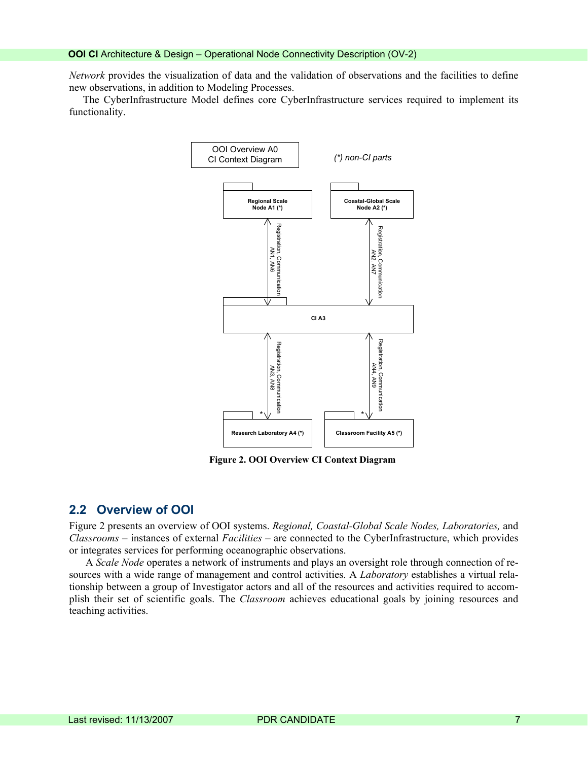*Network* provides the visualization of data and the validation of observations and the facilities to define new observations, in addition to Modeling Processes.

The CyberInfrastructure Model defines core CyberInfrastructure services required to implement its functionality.

**Figure 2. OOI Overview CI Context Diagram**

## 2.2 Overview of OOI

Figure 2 presents an overview of OOI systems. *Regional, Coastal-Global Scale Nodes, Laboratories,* and *Classrooms* – instances of external *Facilities* – are connected to the CyberInfrastructure, which provides or integrates services for performing oceanographic observations.

A *Scale Node* operates a network of instruments and plays an oversight role through connection of resources with a wide range of management and control activities. A *Laboratory* establishes a virtual relationship between a group of Investigator actors and all of the resources and activities required to accomplish their set of scientific goals. The *Classroom* achieves educational goals by joining resources and teaching activities.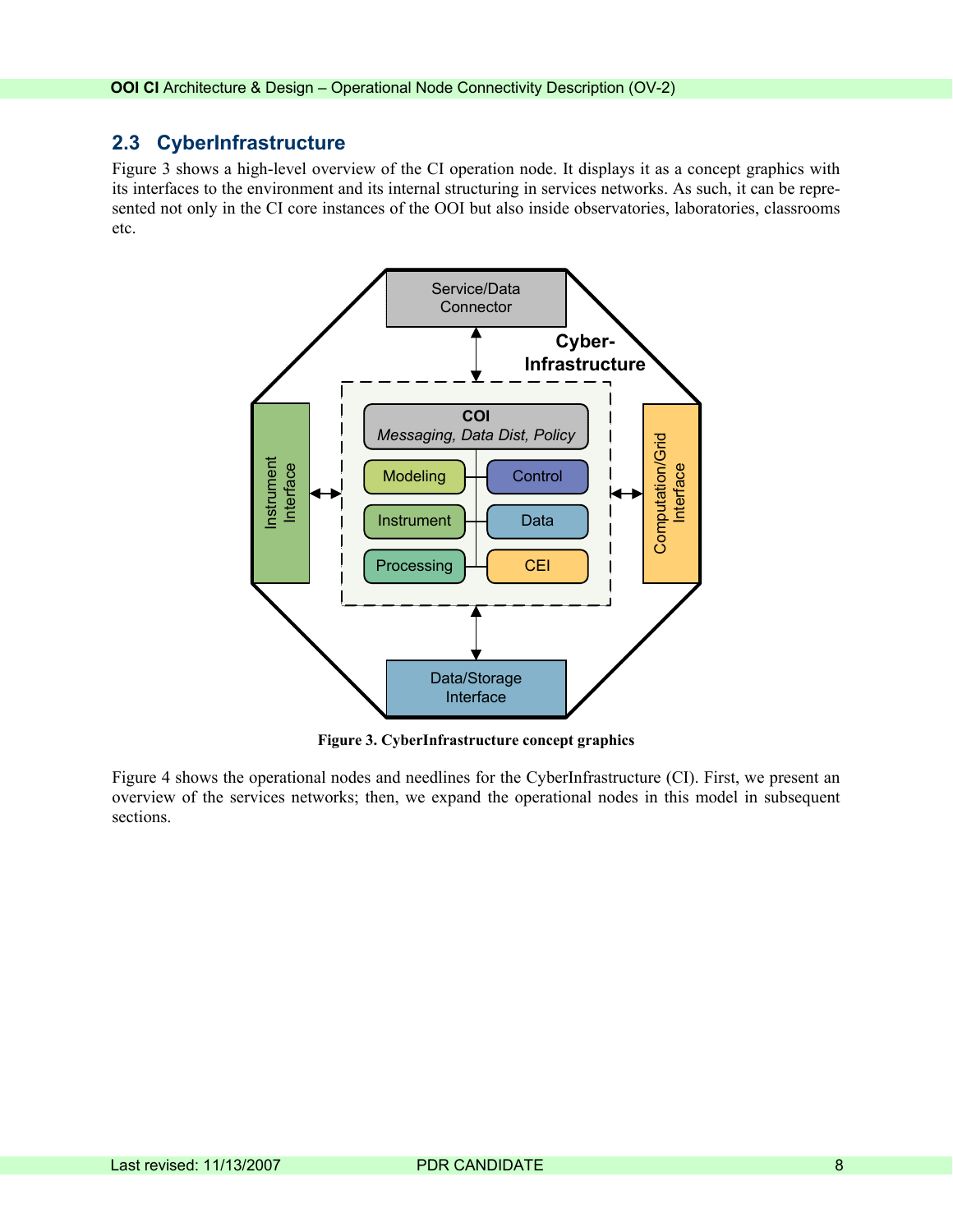## 2.3 CyberInfrastructure

Figure 3 shows a high-level overview of the CI operation node. It displays it as a concept graphics with its interfaces to the environment and its internal structuring in services networks. As such, it can be represented not only in the CI core instances of the OOI but also inside observatories, laboratories, classrooms etc.

**Figure 3. CyberInfrastructure concept graphics**

Figure 4 shows the operational nodes and needlines for the CyberInfrastructure (CI). First, we present an overview of the services networks; then, we expand the operational nodes in this model in subsequent sections.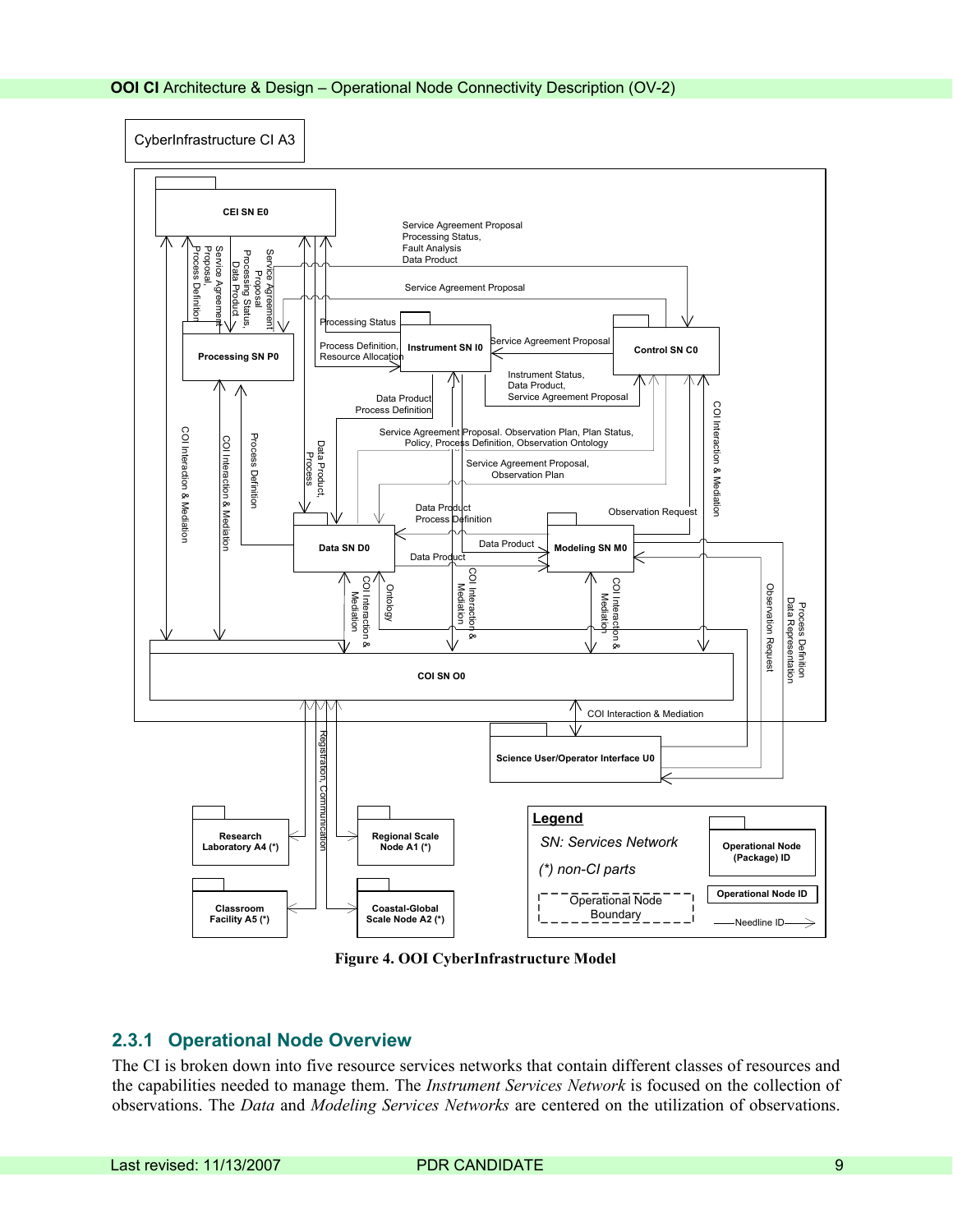**Figure 4. OOI CyberInfrastructure Model**

### 2.3.1 Operational Node Overview

The CI is broken down into five resource services networks that contain different classes of resources and the capabilities needed to manage them. The *Instrument Services Network* is focused on the collection of observations. The *Data* and *Modeling Services Networks* are centered on the utilization of observations.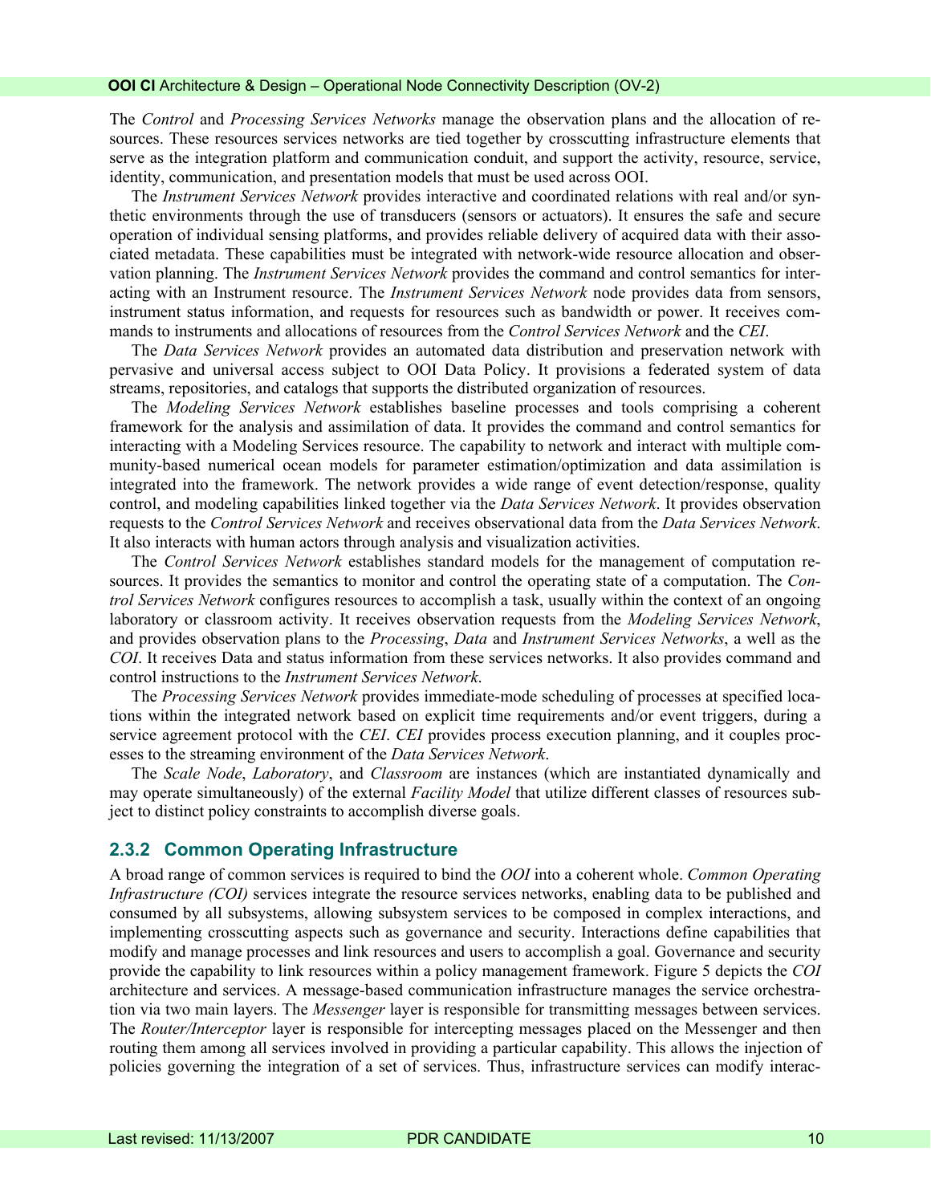The *Control* and *Processing Services Networks* manage the observation plans and the allocation of resources. These resources services networks are tied together by crosscutting infrastructure elements that serve as the integration platform and communication conduit, and support the activity, resource, service, identity, communication, and presentation models that must be used across OOI.

The *Instrument Services Network* provides interactive and coordinated relations with real and/or synthetic environments through the use of transducers (sensors or actuators). It ensures the safe and secure operation of individual sensing platforms, and provides reliable delivery of acquired data with their associated metadata. These capabilities must be integrated with network-wide resource allocation and observation planning. The *Instrument Services Network* provides the command and control semantics for interacting with an Instrument resource. The *Instrument Services Network* node provides data from sensors, instrument status information, and requests for resources such as bandwidth or power. It receives commands to instruments and allocations of resources from the *Control Services Network* and the *CEI*.

The *Data Services Network* provides an automated data distribution and preservation network with pervasive and universal access subject to OOI Data Policy. It provisions a federated system of data streams, repositories, and catalogs that supports the distributed organization of resources.

The *Modeling Services Network* establishes baseline processes and tools comprising a coherent framework for the analysis and assimilation of data. It provides the command and control semantics for interacting with a Modeling Services resource. The capability to network and interact with multiple community-based numerical ocean models for parameter estimation/optimization and data assimilation is integrated into the framework. The network provides a wide range of event detection/response, quality control, and modeling capabilities linked together via the *Data Services Network*. It provides observation requests to the *Control Services Network* and receives observational data from the *Data Services Network*. It also interacts with human actors through analysis and visualization activities.

The *Control Services Network* establishes standard models for the management of computation resources. It provides the semantics to monitor and control the operating state of a computation. The *Control Services Network* configures resources to accomplish a task, usually within the context of an ongoing laboratory or classroom activity. It receives observation requests from the *Modeling Services Network*, and provides observation plans to the *Processing*, *Data* and *Instrument Services Networks*, a well as the *COI*. It receives Data and status information from these services networks. It also provides command and control instructions to the *Instrument Services Network*.

The *Processing Services Network* provides immediate-mode scheduling of processes at specified locations within the integrated network based on explicit time requirements and/or event triggers, during a service agreement protocol with the *CEI*. *CEI* provides process execution planning, and it couples processes to the streaming environment of the *Data Services Network*.

The *Scale Node*, *Laboratory*, and *Classroom* are instances (which are instantiated dynamically and may operate simultaneously) of the external *Facility Model* that utilize different classes of resources subject to distinct policy constraints to accomplish diverse goals.

### 2.3.2 Common Operating Infrastructure

A broad range of common services is required to bind the *OOI* into a coherent whole. *Common Operating Infrastructure (COI)* services integrate the resource services networks, enabling data to be published and consumed by all subsystems, allowing subsystem services to be composed in complex interactions, and implementing crosscutting aspects such as governance and security. Interactions define capabilities that modify and manage processes and link resources and users to accomplish a goal. Governance and security provide the capability to link resources within a policy management framework. Figure 5 depicts the *COI* architecture and services. A message-based communication infrastructure manages the service orchestration via two main layers. The *Messenger* layer is responsible for transmitting messages between services. The *Router/Interceptor* layer is responsible for intercepting messages placed on the Messenger and then routing them among all services involved in providing a particular capability. This allows the injection of policies governing the integration of a set of services. Thus, infrastructure services can modify interac-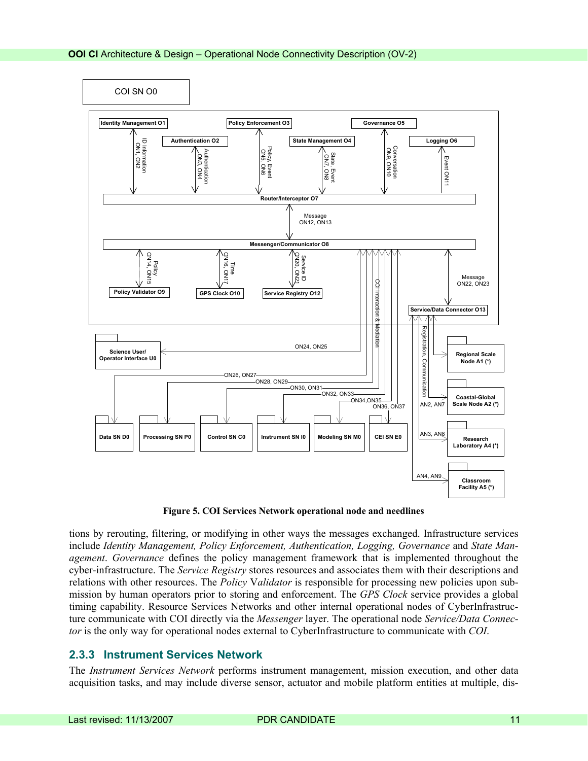Figure 5. COI Services Network operational node and needlines

tions by rerouting, filtering, or modifying in other ways the messages exchanged. Infrastructure services include *Identity Management, Policy Enforcement, Authentication, Logging, Governance* and *State Management*. *Governance* defines the policy management framework that is implemented throughout the cyber-infrastructure. The *Service Registry* stores resources and associates them with their descriptions and relations with other resources. The *Policy Validator* is responsible for processing new policies upon submission by human operators prior to storing and enforcement. The *GPS Clock* service provides a global timing capability. Resource Services Networks and other internal operational nodes of CyberInfrastructure communicate with COI directly via the *Messenger* layer. The operational node *Service/Data Connector* is the only way for operational nodes external to CyberInfrastructure to communicate with *COI*.

### 2.3.3 Instrument Services Network

The *Instrument Services Network* performs instrument management, mission execution, and other data acquisition tasks, and may include diverse sensor, actuator and mobile platform entities at multiple, dis-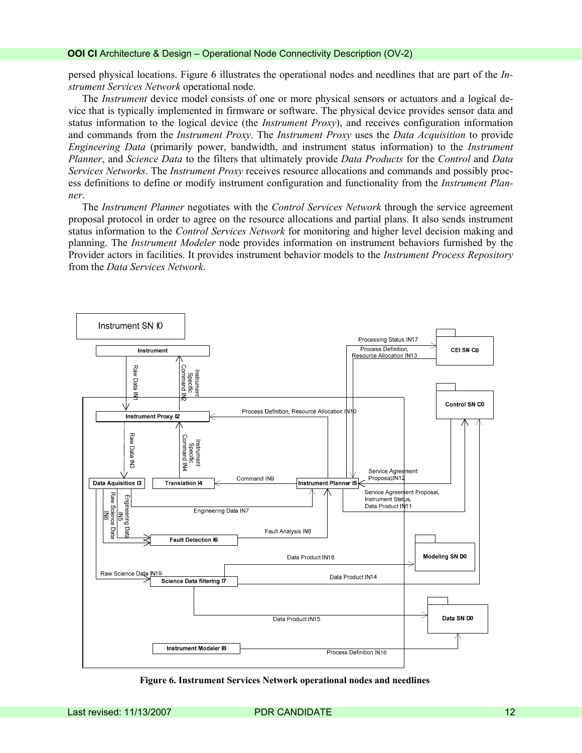persed physical locations. Figure 6 illustrates the operational nodes and needlines that are part of the *Instrument Services Network* operational node.

The *Instrument* device model consists of one or more physical sensors or actuators and a logical device that is typically implemented in firmware or software. The physical device provides sensor data and status information to the logical device (the *Instrument Proxy*), and receives configuration information and commands from the *Instrument Proxy*. The *Instrument Proxy* uses the *Data Acquisition* to provide *Engineering Data* (primarily power, bandwidth, and instrument status information) to the *Instrument Planner*, and *Science Data* to the filters that ultimately provide *Data Products* for the *Control* and *Data Services Networks*. The *Instrument Proxy* receives resource allocations and commands and possibly process definitions to define or modify instrument configuration and functionality from the *Instrument Planner*.

The *Instrument Planner* negotiates with the *Control Services Network* through the service agreement proposal protocol in order to agree on the resource allocations and partial plans. It also sends instrument status information to the *Control Services Network* for monitoring and higher level decision making and planning. The *Instrument Modeler* node provides information on instrument behaviors furnished by the Provider actors in facilities. It provides instrument behavior models to the *Instrument Process Repository* from the *Data Services Network*.

**Figure 6. Instrument Services Network operational nodes and needlines**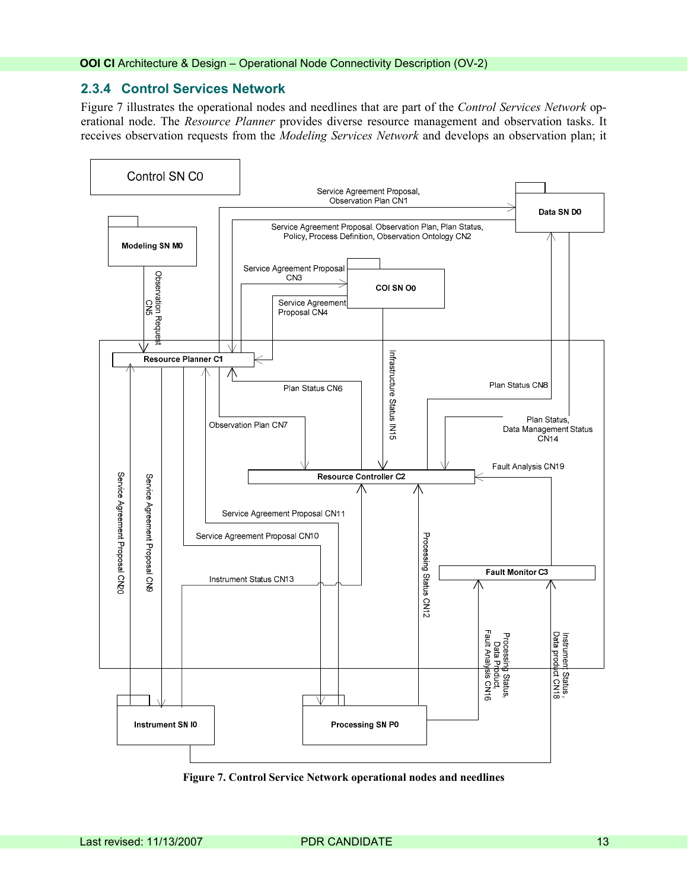### 2.3.4 Control Services Network

Figure 7 illustrates the operational nodes and needlines that are part of the *Control Services Network* operational node. The *Resource Planner* provides diverse resource management and observation tasks. It receives observation requests from the *Modeling Services Network* and develops an observation plan; it

**Figure 7. Control Service Network operational nodes and needlines**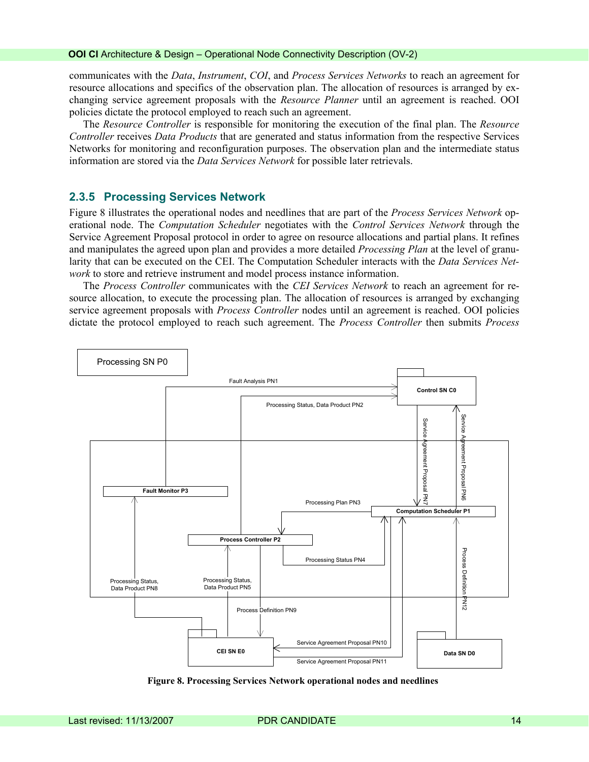communicates with the *Data*, *Instrument*, *COI*, and *Process Services Networks* to reach an agreement for resource allocations and specifics of the observation plan. The allocation of resources is arranged by exchanging service agreement proposals with the *Resource Planner* until an agreement is reached. OOI policies dictate the protocol employed to reach such an agreement.

The *Resource Controller* is responsible for monitoring the execution of the final plan. The *Resource Controller* receives *Data Products* that are generated and status information from the respective Services Networks for monitoring and reconfiguration purposes. The observation plan and the intermediate status information are stored via the *Data Services Network* for possible later retrievals.

### 2.3.5 Processing Services Network

Figure 8 illustrates the operational nodes and needlines that are part of the *Process Services Network* operational node. The *Computation Scheduler* negotiates with the *Control Services Network* through the Service Agreement Proposal protocol in order to agree on resource allocations and partial plans. It refines and manipulates the agreed upon plan and provides a more detailed *Processing Plan* at the level of granularity that can be executed on the CEI. The Computation Scheduler interacts with the *Data Services Network* to store and retrieve instrument and model process instance information.

The *Process Controller* communicates with the *CEI Services Network* to reach an agreement for resource allocation, to execute the processing plan. The allocation of resources is arranged by exchanging service agreement proposals with *Process Controller* nodes until an agreement is reached. OOI policies dictate the protocol employed to reach such agreement. The *Process Controller* then submits *Process*

**Figure 8. Processing Services Network operational nodes and needlines**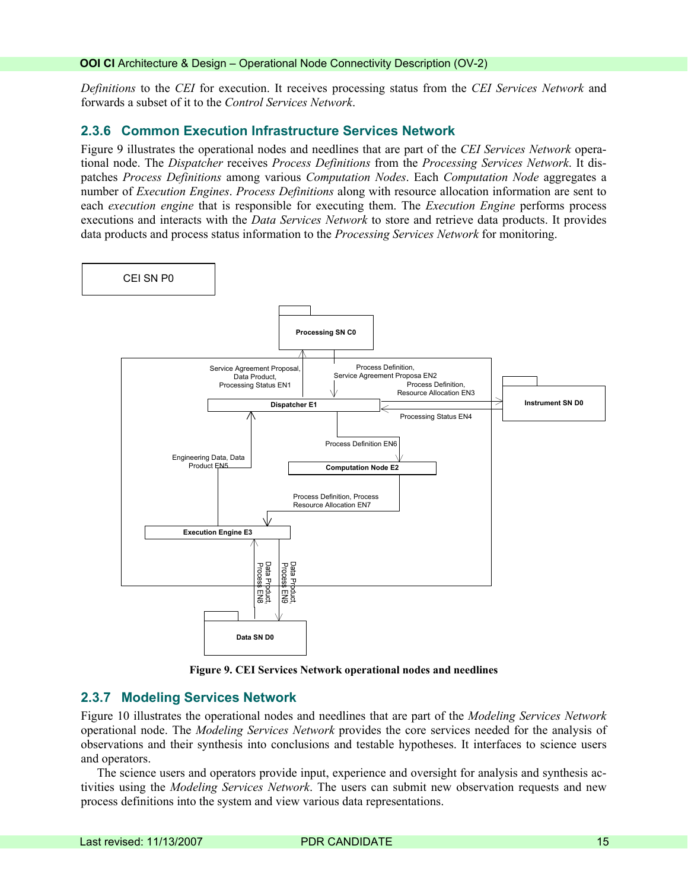*Definitions* to the *CEI* for execution. It receives processing status from the *CEI Services Network* and forwards a subset of it to the *Control Services Network*.

### 2.3.6 Common Execution Infrastructure Services Network

Figure 9 illustrates the operational nodes and needlines that are part of the *CEI Services Network* operational node. The *Dispatcher* receives *Process Definitions* from the *Processing Services Network*. It dispatches *Process Definitions* among various *Computation Nodes*. Each *Computation Node* aggregates a number of *Execution Engines*. *Process Definitions* along with resource allocation information are sent to each *execution engine* that is responsible for executing them. The *Execution Engine* performs process executions and interacts with the *Data Services Network* to store and retrieve data products. It provides data products and process status information to the *Processing Services Network* for monitoring.

**Figure 9. CEI Services Network operational nodes and needlines**

### 2.3.7 Modeling Services Network

Figure 10 illustrates the operational nodes and needlines that are part of the *Modeling Services Network* operational node. The *Modeling Services Network* provides the core services needed for the analysis of observations and their synthesis into conclusions and testable hypotheses. It interfaces to science users and operators.

The science users and operators provide input, experience and oversight for analysis and synthesis activities using the *Modeling Services Network*. The users can submit new observation requests and new process definitions into the system and view various data representations.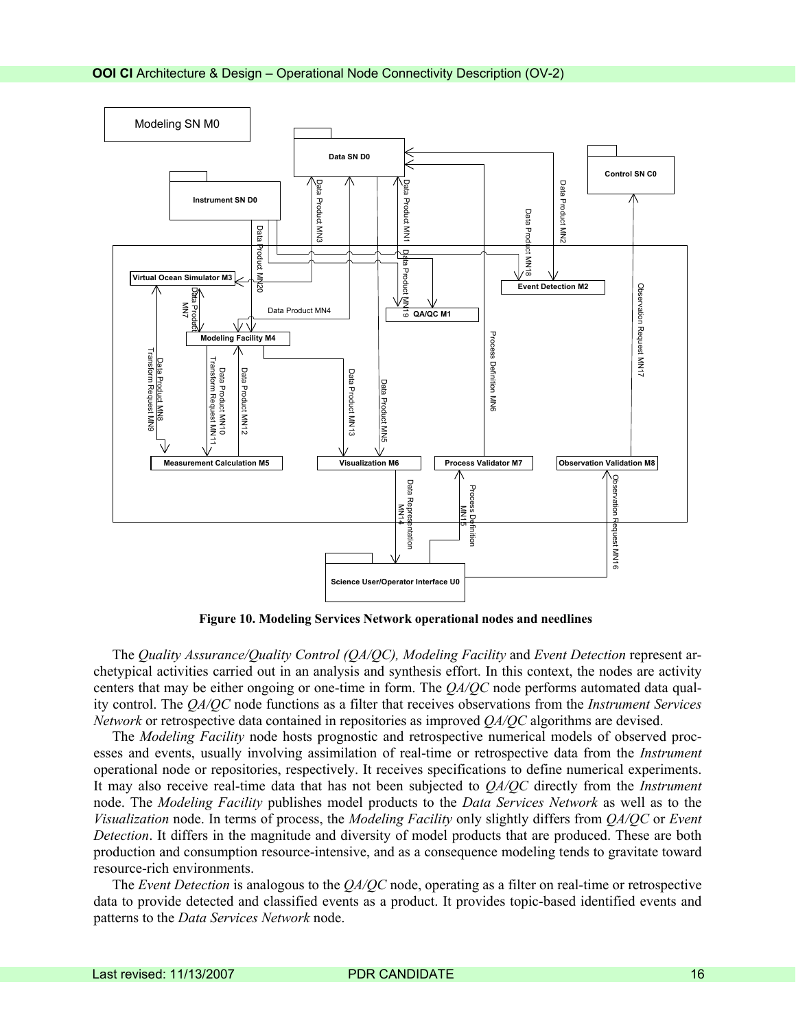Figure 10. Modeling Services Network operational nodes and needlines

The *Quality Assurance/Quality Control (QA/QC), Modeling Facility* and *Event Detection* represent archetypical activities carried out in an analysis and synthesis effort. In this context, the nodes are activity centers that may be either ongoing or one-time in form. The *QA/QC* node performs automated data quality control. The *QA/QC* node functions as a filter that receives observations from the *Instrument Services Network* or retrospective data contained in repositories as improved *QA/QC* algorithms are devised.

The *Modeling Facility* node hosts prognostic and retrospective numerical models of observed processes and events, usually involving assimilation of real-time or retrospective data from the *Instrument* operational node or repositories, respectively. It receives specifications to define numerical experiments. It may also receive real-time data that has not been subjected to *QA/QC* directly from the *Instrument* node. The *Modeling Facility* publishes model products to the *Data Services Network* as well as to the *Visualization* node. In terms of process, the *Modeling Facility* only slightly differs from *QA/QC* or *Event Detection*. It differs in the magnitude and diversity of model products that are produced. These are both production and consumption resource-intensive, and as a consequence modeling tends to gravitate toward resource-rich environments.

The *Event Detection* is analogous to the *QA/QC* node, operating as a filter on real-time or retrospective data to provide detected and classified events as a product. It provides topic-based identified events and patterns to the *Data Services Network* node.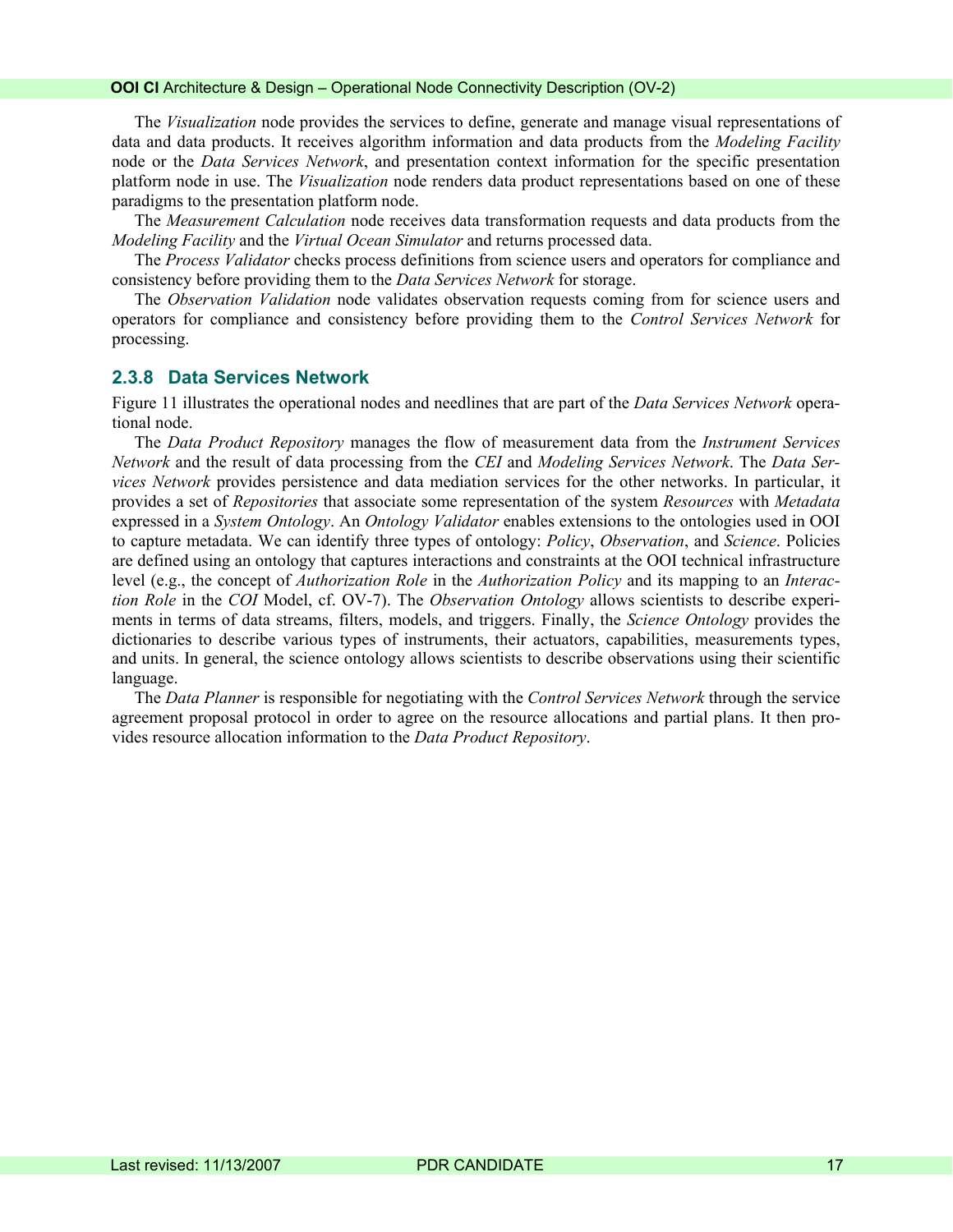The *Visualization* node provides the services to define, generate and manage visual representations of data and data products. It receives algorithm information and data products from the *Modeling Facility* node or the *Data Services Network*, and presentation context information for the specific presentation platform node in use. The *Visualization* node renders data product representations based on one of these paradigms to the presentation platform node.

The *Measurement Calculation* node receives data transformation requests and data products from the *Modeling Facility* and the *Virtual Ocean Simulator* and returns processed data.

The *Process Validator* checks process definitions from science users and operators for compliance and consistency before providing them to the *Data Services Network* for storage.

The *Observation Validation* node validates observation requests coming from for science users and operators for compliance and consistency before providing them to the *Control Services Network* for processing.

### 2.3.8 Data Services Network

Figure 11 illustrates the operational nodes and needlines that are part of the *Data Services Network* operational node.

The *Data Product Repository* manages the flow of measurement data from the *Instrument Services Network* and the result of data processing from the *CEI* and *Modeling Services Network*. The *Data Services Network* provides persistence and data mediation services for the other networks. In particular, it provides a set of *Repositories* that associate some representation of the system *Resources* with *Metadata* expressed in a *System Ontology*. An *Ontology Validator* enables extensions to the ontologies used in OOI to capture metadata. We can identify three types of ontology: *Policy*, *Observation*, and *Science*. Policies are defined using an ontology that captures interactions and constraints at the OOI technical infrastructure level (e.g., the concept of *Authorization Role* in the *Authorization Policy* and its mapping to an *Interaction Role* in the *COI* Model, cf. OV-7). The *Observation Ontology* allows scientists to describe experiments in terms of data streams, filters, models, and triggers. Finally, the *Science Ontology* provides the dictionaries to describe various types of instruments, their actuators, capabilities, measurements types, and units. In general, the science ontology allows scientists to describe observations using their scientific language.

The *Data Planner* is responsible for negotiating with the *Control Services Network* through the service agreement proposal protocol in order to agree on the resource allocations and partial plans. It then provides resource allocation information to the *Data Product Repository*.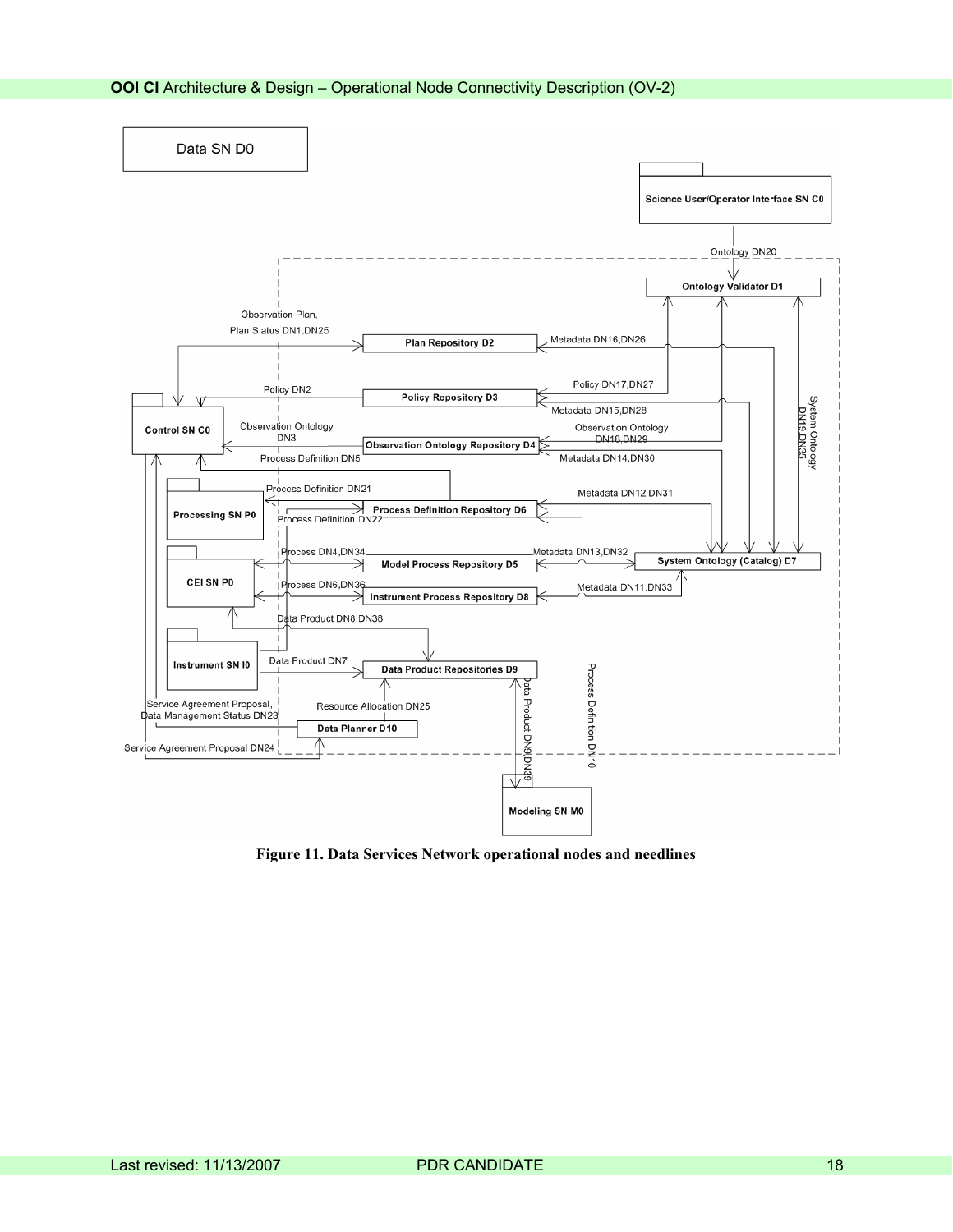Data SN D0

Science User/Operator Interface SN C0

Ontology DN20

Ontology Validator D1

Observation Plan,
Plan Status DN1,DN25

Plan Repository D2

Metadata DN16,DN26

Policy DN2

Policy Repository D3

Policy DN17,DN27

Metadata DN15,DN28

Control SN C0

Observation Ontology
DN3

Observation Ontology Repository D4

Observation Ontology
DN18,DN29

System Ontology
DN19,DN35

Process Definition DN5

Metadata DN14,DN30

Process Definition DN21

Processing SN P0

Process Definition Repository D6

Process Definition DN22

Metadata DN12,DN31

Process DN4,DN34

Model Process Repository D5

Metadata DN13,DN32

System Ontology (Catalog) D7

CEI SN P0

Process DN6,DN36

Instrument Process Repository D8

Metadata DN11,DN33

Data Product DN8,DN38

Instrument SN I0

Data Product DN7

Data Product Repositories D9

Data Product DN9,DN39

Process Definition DN10

Service Agreement Proposal,
Data Management Status DN23

Resource Allocation DN25

Data Planner D10

Service Agreement Proposal DN24

Modeling SN M0

**Figure 11. Data Services Network operational nodes and needlines**